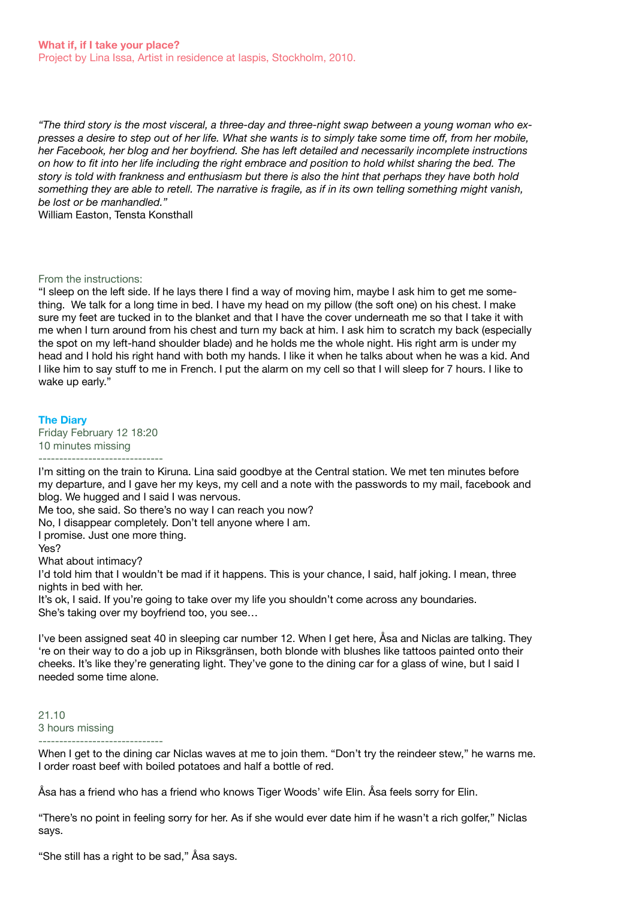**What if, if I take your place?**
Project by Lina Issa, Artist in residence at Iaspis, Stockholm, 2010.

*"The third story is the most visceral, a three-day and three-night swap between a young woman who expresses a desire to step out of her life. What she wants is to simply take some time off, from her mobile, her Facebook, her blog and her boyfriend. She has left detailed and necessarily incomplete instructions on how to fit into her life including the right embrace and position to hold whilst sharing the bed. The story is told with frankness and enthusiasm but there is also the hint that perhaps they have both hold something they are able to retell. The narrative is fragile, as if in its own telling something might vanish, be lost or be manhandled."*
William Easton, Tensta Konsthall

From the instructions:
"I sleep on the left side. If he lays there I find a way of moving him, maybe I ask him to get me something. We talk for a long time in bed. I have my head on my pillow (the soft one) on his chest. I make sure my feet are tucked in to the blanket and that I have the cover underneath me so that I take it with me when I turn around from his chest and turn my back at him. I ask him to scratch my back (especially the spot on my left-hand shoulder blade) and he holds me the whole night. His right arm is under my head and I hold his right hand with both my hands. I like it when he talks about when he was a kid. And I like him to say stuff to me in French. I put the alarm on my cell so that I will sleep for 7 hours. I like to wake up early."

## The Diary

Friday February 12 18:20
10 minutes missing

------------------------------

I'm sitting on the train to Kiruna. Lina said goodbye at the Central station. We met ten minutes before my departure, and I gave her my keys, my cell and a note with the passwords to my mail, facebook and blog. We hugged and I said I was nervous.
Me too, she said. So there's no way I can reach you now?
No, I disappear completely. Don't tell anyone where I am.
I promise. Just one more thing.
Yes?
What about intimacy?
I'd told him that I wouldn't be mad if it happens. This is your chance, I said, half joking. I mean, three nights in bed with her.
It's ok, I said. If you're going to take over my life you shouldn't come across any boundaries.
She's taking over my boyfriend too, you see…

I've been assigned seat 40 in sleeping car number 12. When I get here, Åsa and Niclas are talking. They 're on their way to do a job up in Riksgränsen, both blonde with blushes like tattoos painted onto their cheeks. It's like they're generating light. They've gone to the dining car for a glass of wine, but I said I needed some time alone.

21.10
3 hours missing

------------------------------

When I get to the dining car Niclas waves at me to join them. "Don't try the reindeer stew," he warns me. I order roast beef with boiled potatoes and half a bottle of red.

Åsa has a friend who has a friend who knows Tiger Woods' wife Elin. Åsa feels sorry for Elin.

"There's no point in feeling sorry for her. As if she would ever date him if he wasn't a rich golfer," Niclas says.

"She still has a right to be sad," Åsa says.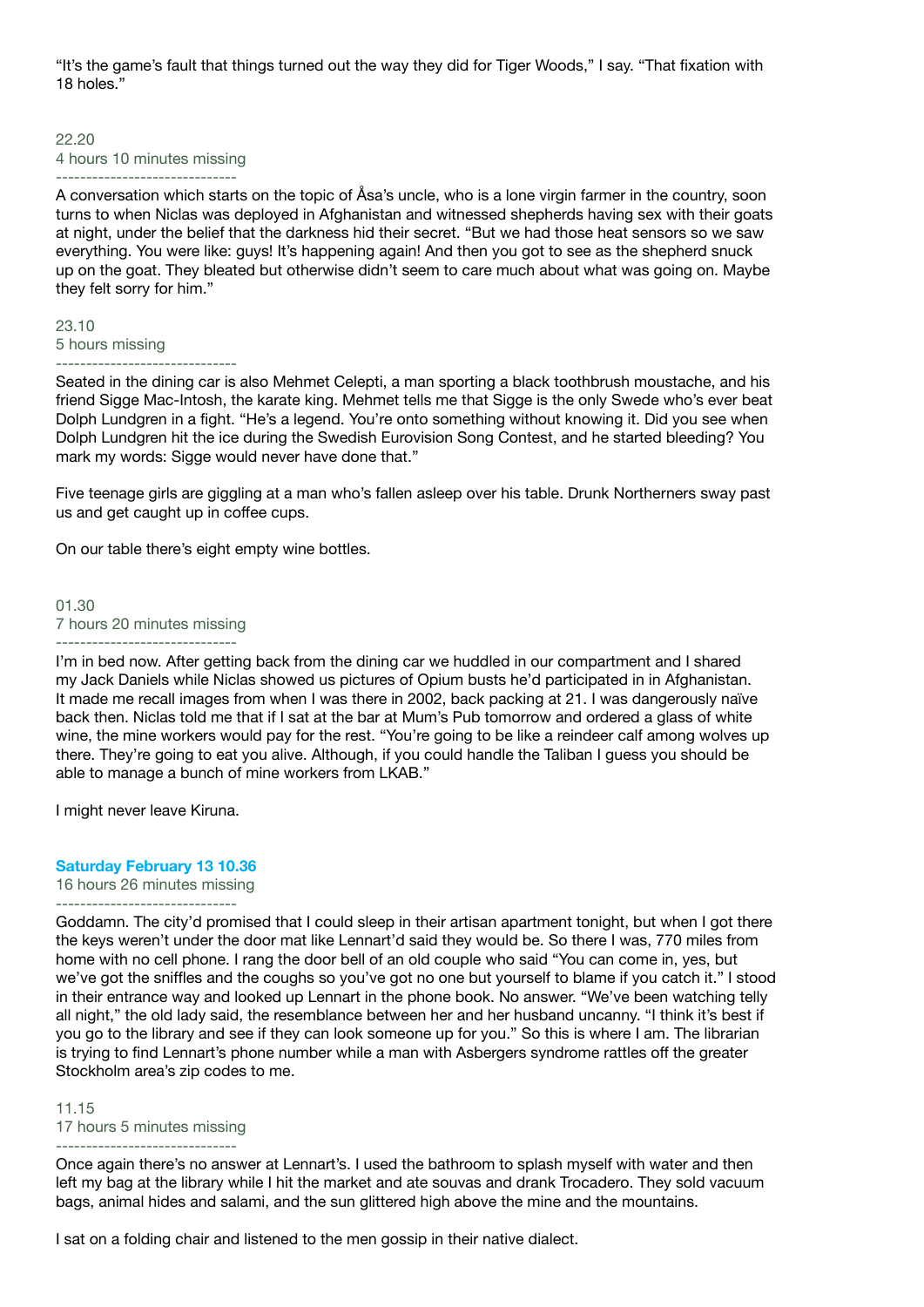"It's the game's fault that things turned out the way they did for Tiger Woods," I say. "That fixation with 18 holes."

22.20
4 hours 10 minutes missing
------------------------------

A conversation which starts on the topic of Åsa's uncle, who is a lone virgin farmer in the country, soon turns to when Niclas was deployed in Afghanistan and witnessed shepherds having sex with their goats at night, under the belief that the darkness hid their secret. "But we had those heat sensors so we saw everything. You were like: guys! It's happening again! And then you got to see as the shepherd snuck up on the goat. They bleated but otherwise didn't seem to care much about what was going on. Maybe they felt sorry for him."

23.10
5 hours missing
------------------------------

Seated in the dining car is also Mehmet Celepti, a man sporting a black toothbrush moustache, and his friend Sigge Mac-Intosh, the karate king. Mehmet tells me that Sigge is the only Swede who's ever beat Dolph Lundgren in a fight. "He's a legend. You're onto something without knowing it. Did you see when Dolph Lundgren hit the ice during the Swedish Eurovision Song Contest, and he started bleeding? You mark my words: Sigge would never have done that."

Five teenage girls are giggling at a man who's fallen asleep over his table. Drunk Northerners sway past us and get caught up in coffee cups.

On our table there's eight empty wine bottles.

01.30
7 hours 20 minutes missing
------------------------------

I'm in bed now. After getting back from the dining car we huddled in our compartment and I shared my Jack Daniels while Niclas showed us pictures of Opium busts he'd participated in in Afghanistan. It made me recall images from when I was there in 2002, back packing at 21. I was dangerously naïve back then. Niclas told me that if I sat at the bar at Mum's Pub tomorrow and ordered a glass of white wine, the mine workers would pay for the rest. "You're going to be like a reindeer calf among wolves up there. They're going to eat you alive. Although, if you could handle the Taliban I guess you should be able to manage a bunch of mine workers from LKAB."

I might never leave Kiruna.

**Saturday February 13 10.36**
16 hours 26 minutes missing
------------------------------

Goddamn. The city'd promised that I could sleep in their artisan apartment tonight, but when I got there the keys weren't under the door mat like Lennart'd said they would be. So there I was, 770 miles from home with no cell phone. I rang the door bell of an old couple who said "You can come in, yes, but we've got the sniffles and the coughs so you've got no one but yourself to blame if you catch it." I stood in their entrance way and looked up Lennart in the phone book. No answer. "We've been watching telly all night," the old lady said, the resemblance between her and her husband uncanny. "I think it's best if you go to the library and see if they can look someone up for you." So this is where I am. The librarian is trying to find Lennart's phone number while a man with Asbergers syndrome rattles off the greater Stockholm area's zip codes to me.

11.15
17 hours 5 minutes missing
------------------------------

Once again there's no answer at Lennart's. I used the bathroom to splash myself with water and then left my bag at the library while I hit the market and ate souvas and drank Trocadero. They sold vacuum bags, animal hides and salami, and the sun glittered high above the mine and the mountains.

I sat on a folding chair and listened to the men gossip in their native dialect.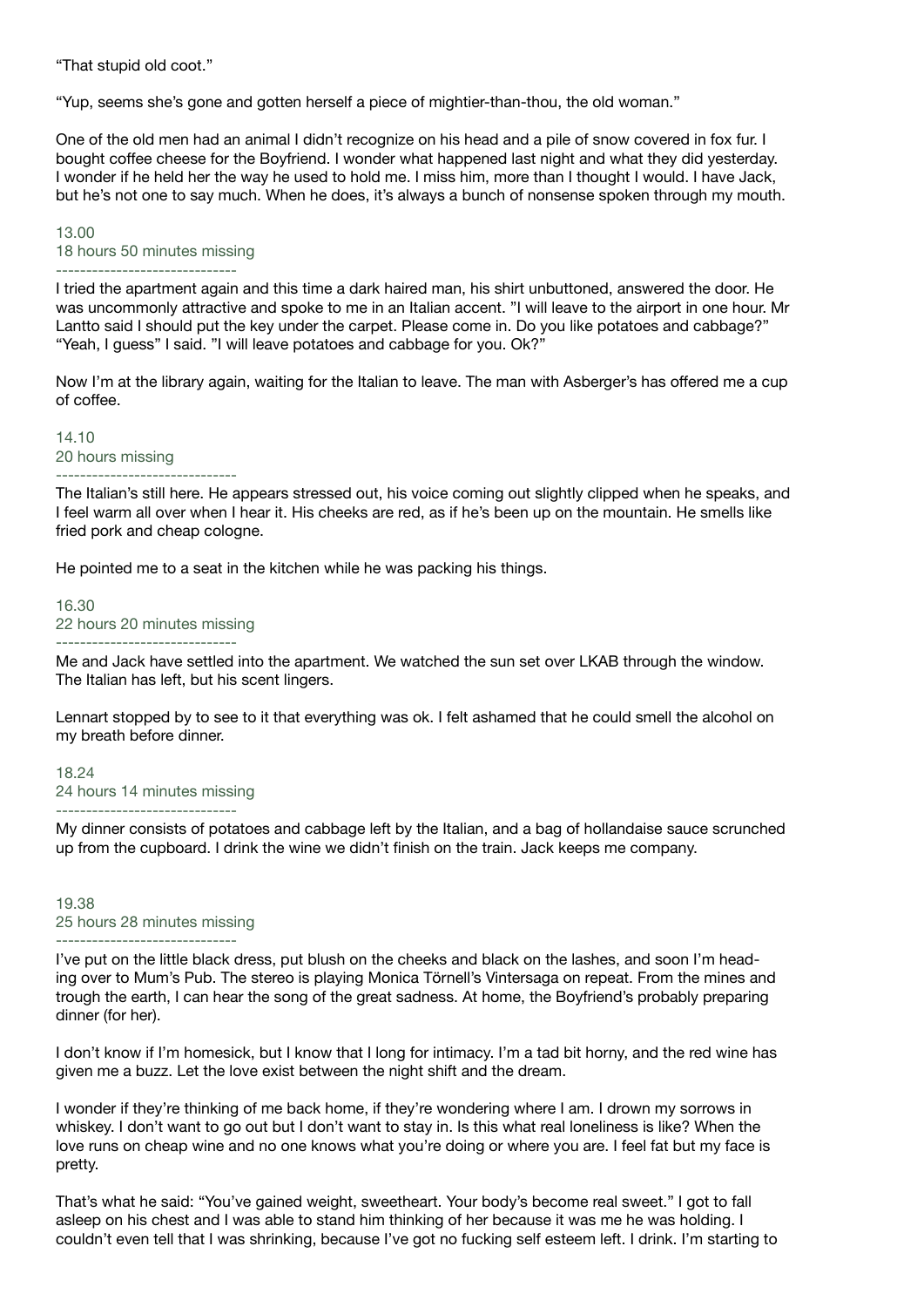"That stupid old coot."

"Yup, seems she's gone and gotten herself a piece of mightier-than-thou, the old woman."

One of the old men had an animal I didn't recognize on his head and a pile of snow covered in fox fur. I bought coffee cheese for the Boyfriend. I wonder what happened last night and what they did yesterday. I wonder if he held her the way he used to hold me. I miss him, more than I thought I would. I have Jack, but he's not one to say much. When he does, it's always a bunch of nonsense spoken through my mouth.

13.00
18 hours 50 minutes missing
------------------------------
I tried the apartment again and this time a dark haired man, his shirt unbuttoned, answered the door. He was uncommonly attractive and spoke to me in an Italian accent. "I will leave to the airport in one hour. Mr Lantto said I should put the key under the carpet. Please come in. Do you like potatoes and cabbage?"
"Yeah, I guess" I said. "I will leave potatoes and cabbage for you. Ok?"

Now I'm at the library again, waiting for the Italian to leave. The man with Asberger's has offered me a cup of coffee.

14.10
20 hours missing
------------------------------
The Italian's still here. He appears stressed out, his voice coming out slightly clipped when he speaks, and I feel warm all over when I hear it. His cheeks are red, as if he's been up on the mountain. He smells like fried pork and cheap cologne.

He pointed me to a seat in the kitchen while he was packing his things.

16.30
22 hours 20 minutes missing
------------------------------
Me and Jack have settled into the apartment. We watched the sun set over LKAB through the window. The Italian has left, but his scent lingers.

Lennart stopped by to see to it that everything was ok. I felt ashamed that he could smell the alcohol on my breath before dinner.

18.24
24 hours 14 minutes missing
------------------------------
My dinner consists of potatoes and cabbage left by the Italian, and a bag of hollandaise sauce scrunched up from the cupboard. I drink the wine we didn't finish on the train. Jack keeps me company.

19.38
25 hours 28 minutes missing
------------------------------
I've put on the little black dress, put blush on the cheeks and black on the lashes, and soon I'm heading over to Mum's Pub. The stereo is playing Monica Törnell's Vintersaga on repeat. From the mines and trough the earth, I can hear the song of the great sadness. At home, the Boyfriend's probably preparing dinner (for her).

I don't know if I'm homesick, but I know that I long for intimacy. I'm a tad bit horny, and the red wine has given me a buzz. Let the love exist between the night shift and the dream.

I wonder if they're thinking of me back home, if they're wondering where I am. I drown my sorrows in whiskey. I don't want to go out but I don't want to stay in. Is this what real loneliness is like? When the love runs on cheap wine and no one knows what you're doing or where you are. I feel fat but my face is pretty.

That's what he said: "You've gained weight, sweetheart. Your body's become real sweet." I got to fall asleep on his chest and I was able to stand him thinking of her because it was me he was holding. I couldn't even tell that I was shrinking, because I've got no fucking self esteem left. I drink. I'm starting to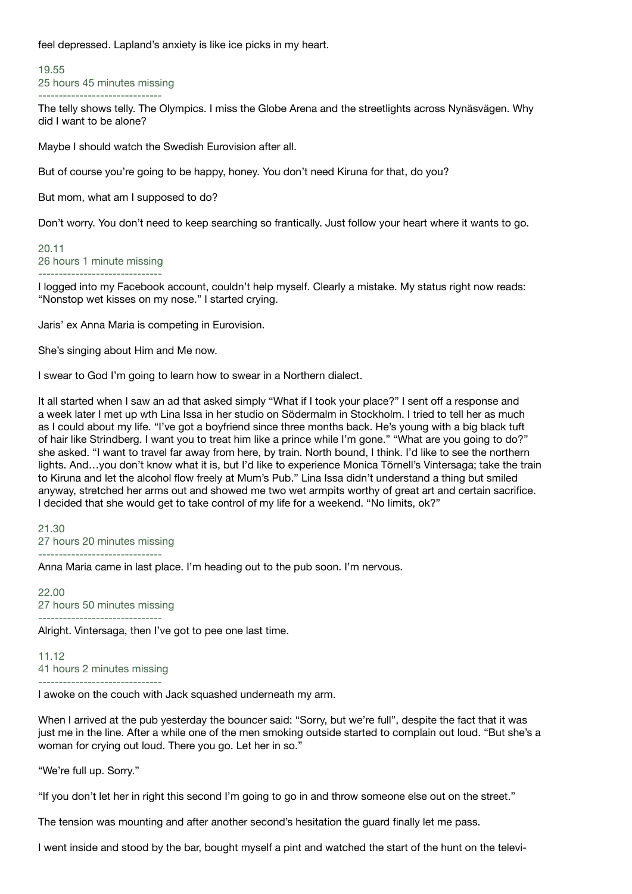feel depressed. Lapland's anxiety is like ice picks in my heart.

19.55
25 hours 45 minutes missing
------------------------------

The telly shows telly. The Olympics. I miss the Globe Arena and the streetlights across Nynäsvägen. Why did I want to be alone?

Maybe I should watch the Swedish Eurovision after all.

But of course you're going to be happy, honey. You don't need Kiruna for that, do you?

But mom, what am I supposed to do?

Don't worry. You don't need to keep searching so frantically. Just follow your heart where it wants to go.

20.11
26 hours 1 minute missing
------------------------------

I logged into my Facebook account, couldn't help myself. Clearly a mistake. My status right now reads: "Nonstop wet kisses on my nose." I started crying.

Jaris' ex Anna Maria is competing in Eurovision.

She's singing about Him and Me now.

I swear to God I'm going to learn how to swear in a Northern dialect.

It all started when I saw an ad that asked simply "What if I took your place?" I sent off a response and a week later I met up wth Lina Issa in her studio on Södermalm in Stockholm. I tried to tell her as much as I could about my life. "I've got a boyfriend since three months back. He's young with a big black tuft of hair like Strindberg. I want you to treat him like a prince while I'm gone." "What are you going to do?" she asked. "I want to travel far away from here, by train. North bound, I think. I'd like to see the northern lights. And…you don't know what it is, but I'd like to experience Monica Törnell's Vintersaga; take the train to Kiruna and let the alcohol flow freely at Mum's Pub." Lina Issa didn't understand a thing but smiled anyway, stretched her arms out and showed me two wet armpits worthy of great art and certain sacrifice. I decided that she would get to take control of my life for a weekend. "No limits, ok?"

21.30
27 hours 20 minutes missing
------------------------------

Anna Maria came in last place. I'm heading out to the pub soon. I'm nervous.

22.00
27 hours 50 minutes missing
------------------------------

Alright. Vintersaga, then I've got to pee one last time.

11.12
41 hours 2 minutes missing
------------------------------

I awoke on the couch with Jack squashed underneath my arm.

When I arrived at the pub yesterday the bouncer said: "Sorry, but we're full", despite the fact that it was just me in the line. After a while one of the men smoking outside started to complain out loud. "But she's a woman for crying out loud. There you go. Let her in so."

"We're full up. Sorry."

"If you don't let her in right this second I'm going to go in and throw someone else out on the street."

The tension was mounting and after another second's hesitation the guard finally let me pass.

I went inside and stood by the bar, bought myself a pint and watched the start of the hunt on the televi-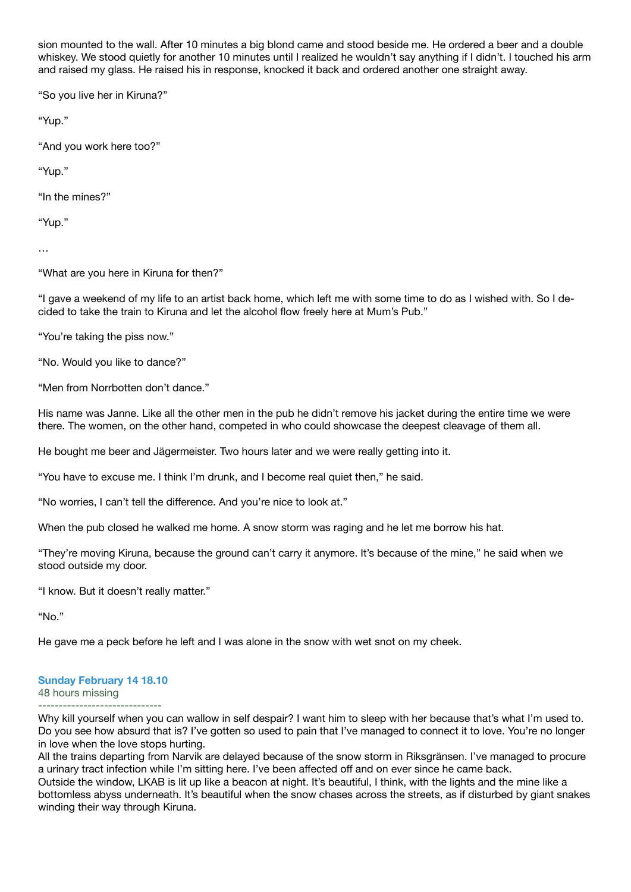sion mounted to the wall. After 10 minutes a big blond came and stood beside me. He ordered a beer and a double whiskey. We stood quietly for another 10 minutes until I realized he wouldn't say anything if I didn't. I touched his arm and raised my glass. He raised his in response, knocked it back and ordered another one straight away.

"So you live her in Kiruna?"

"Yup."

"And you work here too?"

"Yup."

"In the mines?"

"Yup."

…

"What are you here in Kiruna for then?"

"I gave a weekend of my life to an artist back home, which left me with some time to do as I wished with. So I decided to take the train to Kiruna and let the alcohol flow freely here at Mum's Pub."

"You're taking the piss now."

"No. Would you like to dance?"

"Men from Norrbotten don't dance."

His name was Janne. Like all the other men in the pub he didn't remove his jacket during the entire time we were there. The women, on the other hand, competed in who could showcase the deepest cleavage of them all.

He bought me beer and Jägermeister. Two hours later and we were really getting into it.

"You have to excuse me. I think I'm drunk, and I become real quiet then," he said.

"No worries, I can't tell the difference. And you're nice to look at."

When the pub closed he walked me home. A snow storm was raging and he let me borrow his hat.

"They're moving Kiruna, because the ground can't carry it anymore. It's because of the mine," he said when we stood outside my door.

"I know. But it doesn't really matter."

"No."

He gave me a peck before he left and I was alone in the snow with wet snot on my cheek.

### Sunday February 14 18.10
48 hours missing

------------------------------

Why kill yourself when you can wallow in self despair? I want him to sleep with her because that's what I'm used to. Do you see how absurd that is? I've gotten so used to pain that I've managed to connect it to love. You're no longer in love when the love stops hurting.
All the trains departing from Narvik are delayed because of the snow storm in Riksgränsen. I've managed to procure a urinary tract infection while I'm sitting here. I've been affected off and on ever since he came back.
Outside the window, LKAB is lit up like a beacon at night. It's beautiful, I think, with the lights and the mine like a bottomless abyss underneath. It's beautiful when the snow chases across the streets, as if disturbed by giant snakes winding their way through Kiruna.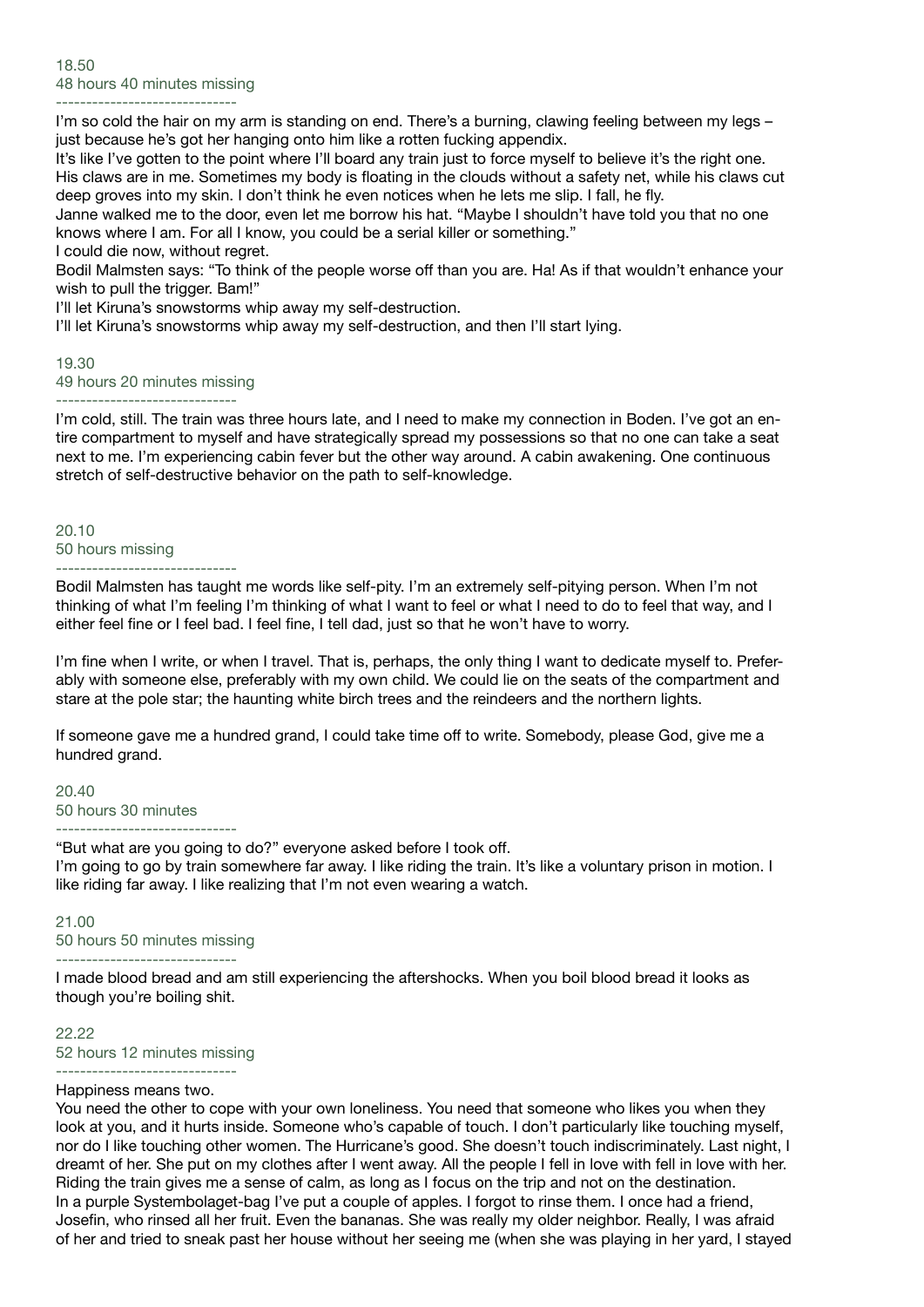18.50
48 hours 40 minutes missing
------------------------------

I'm so cold the hair on my arm is standing on end. There's a burning, clawing feeling between my legs – just because he's got her hanging onto him like a rotten fucking appendix.
It's like I've gotten to the point where I'll board any train just to force myself to believe it's the right one. His claws are in me. Sometimes my body is floating in the clouds without a safety net, while his claws cut deep groves into my skin. I don't think he even notices when he lets me slip. I fall, he fly.
Janne walked me to the door, even let me borrow his hat. "Maybe I shouldn't have told you that no one knows where I am. For all I know, you could be a serial killer or something."
I could die now, without regret.
Bodil Malmsten says: "To think of the people worse off than you are. Ha! As if that wouldn't enhance your wish to pull the trigger. Bam!"
I'll let Kiruna's snowstorms whip away my self-destruction.
I'll let Kiruna's snowstorms whip away my self-destruction, and then I'll start lying.

19.30
49 hours 20 minutes missing
------------------------------

I'm cold, still. The train was three hours late, and I need to make my connection in Boden. I've got an entire compartment to myself and have strategically spread my possessions so that no one can take a seat next to me. I'm experiencing cabin fever but the other way around. A cabin awakening. One continuous stretch of self-destructive behavior on the path to self-knowledge.

20.10
50 hours missing
------------------------------

Bodil Malmsten has taught me words like self-pity. I'm an extremely self-pitying person. When I'm not thinking of what I'm feeling I'm thinking of what I want to feel or what I need to do to feel that way, and I either feel fine or I feel bad. I feel fine, I tell dad, just so that he won't have to worry.

I'm fine when I write, or when I travel. That is, perhaps, the only thing I want to dedicate myself to. Preferably with someone else, preferably with my own child. We could lie on the seats of the compartment and stare at the pole star; the haunting white birch trees and the reindeers and the northern lights.

If someone gave me a hundred grand, I could take time off to write. Somebody, please God, give me a hundred grand.

20.40
50 hours 30 minutes
------------------------------

"But what are you going to do?" everyone asked before I took off.
I'm going to go by train somewhere far away. I like riding the train. It's like a voluntary prison in motion. I like riding far away. I like realizing that I'm not even wearing a watch.

21.00
50 hours 50 minutes missing
------------------------------

I made blood bread and am still experiencing the aftershocks. When you boil blood bread it looks as though you're boiling shit.

22.22
52 hours 12 minutes missing
------------------------------

Happiness means two.
You need the other to cope with your own loneliness. You need that someone who likes you when they look at you, and it hurts inside. Someone who's capable of touch. I don't particularly like touching myself, nor do I like touching other women. The Hurricane's good. She doesn't touch indiscriminately. Last night, I dreamt of her. She put on my clothes after I went away. All the people I fell in love with fell in love with her.
Riding the train gives me a sense of calm, as long as I focus on the trip and not on the destination.
In a purple Systembolaget-bag I've put a couple of apples. I forgot to rinse them. I once had a friend, Josefin, who rinsed all her fruit. Even the bananas. She was really my older neighbor. Really, I was afraid of her and tried to sneak past her house without her seeing me (when she was playing in her yard, I stayed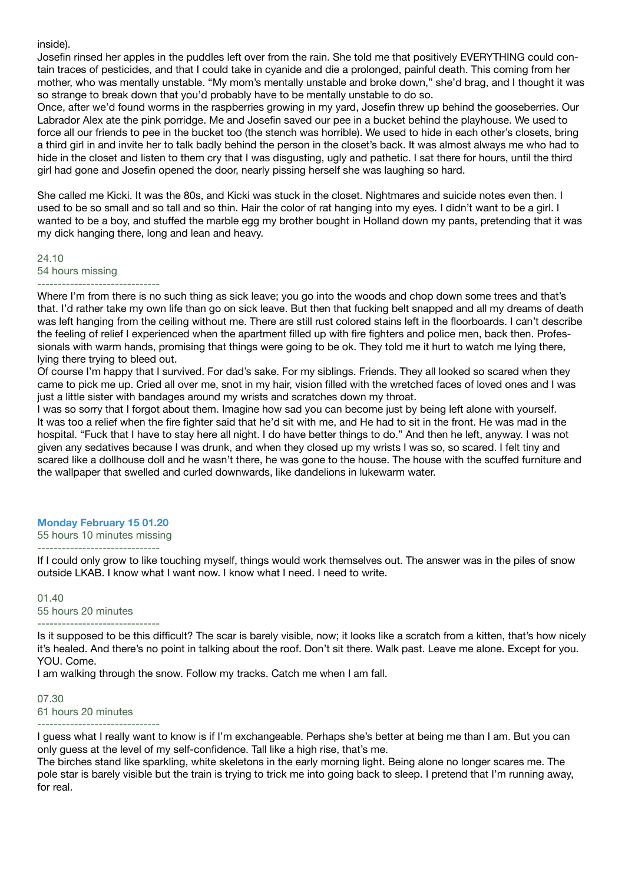inside).

Josefin rinsed her apples in the puddles left over from the rain. She told me that positively EVERYTHING could contain traces of pesticides, and that I could take in cyanide and die a prolonged, painful death. This coming from her mother, who was mentally unstable. "My mom's mentally unstable and broke down," she'd brag, and I thought it was so strange to break down that you'd probably have to be mentally unstable to do so.

Once, after we'd found worms in the raspberries growing in my yard, Josefin threw up behind the gooseberries. Our Labrador Alex ate the pink porridge. Me and Josefin saved our pee in a bucket behind the playhouse. We used to force all our friends to pee in the bucket too (the stench was horrible). We used to hide in each other's closets, bring a third girl in and invite her to talk badly behind the person in the closet's back. It was almost always me who had to hide in the closet and listen to them cry that I was disgusting, ugly and pathetic. I sat there for hours, until the third girl had gone and Josefin opened the door, nearly pissing herself she was laughing so hard.

She called me Kicki. It was the 80s, and Kicki was stuck in the closet. Nightmares and suicide notes even then. I used to be so small and so tall and so thin. Hair the color of rat hanging into my eyes. I didn't want to be a girl. I wanted to be a boy, and stuffed the marble egg my brother bought in Holland down my pants, pretending that it was my dick hanging there, long and lean and heavy.

24.10
54 hours missing

------------------------------

Where I'm from there is no such thing as sick leave; you go into the woods and chop down some trees and that's that. I'd rather take my own life than go on sick leave. But then that fucking belt snapped and all my dreams of death was left hanging from the ceiling without me. There are still rust colored stains left in the floorboards. I can't describe the feeling of relief I experienced when the apartment filled up with fire fighters and police men, back then. Professionals with warm hands, promising that things were going to be ok. They told me it hurt to watch me lying there, lying there trying to bleed out.

Of course I'm happy that I survived. For dad's sake. For my siblings. Friends. They all looked so scared when they came to pick me up. Cried all over me, snot in my hair, vision filled with the wretched faces of loved ones and I was just a little sister with bandages around my wrists and scratches down my throat.

I was so sorry that I forgot about them. Imagine how sad you can become just by being left alone with yourself. It was too a relief when the fire fighter said that he'd sit with me, and He had to sit in the front. He was mad in the hospital. "Fuck that I have to stay here all night. I do have better things to do." And then he left, anyway. I was not given any sedatives because I was drunk, and when they closed up my wrists I was so, so scared. I felt tiny and scared like a dollhouse doll and he wasn't there, he was gone to the house. The house with the scuffed furniture and the wallpaper that swelled and curled downwards, like dandelions in lukewarm water.

**Monday February 15 01.20**
55 hours 10 minutes missing

------------------------------

If I could only grow to like touching myself, things would work themselves out. The answer was in the piles of snow outside LKAB. I know what I want now. I know what I need. I need to write.

01.40
55 hours 20 minutes

------------------------------

Is it supposed to be this difficult? The scar is barely visible, now; it looks like a scratch from a kitten, that's how nicely it's healed. And there's no point in talking about the roof. Don't sit there. Walk past. Leave me alone. Except for you. YOU. Come.

I am walking through the snow. Follow my tracks. Catch me when I am fall.

07.30
61 hours 20 minutes

------------------------------

I guess what I really want to know is if I'm exchangeable. Perhaps she's better at being me than I am. But you can only guess at the level of my self-confidence. Tall like a high rise, that's me.

The birches stand like sparkling, white skeletons in the early morning light. Being alone no longer scares me. The pole star is barely visible but the train is trying to trick me into going back to sleep. I pretend that I'm running away, for real.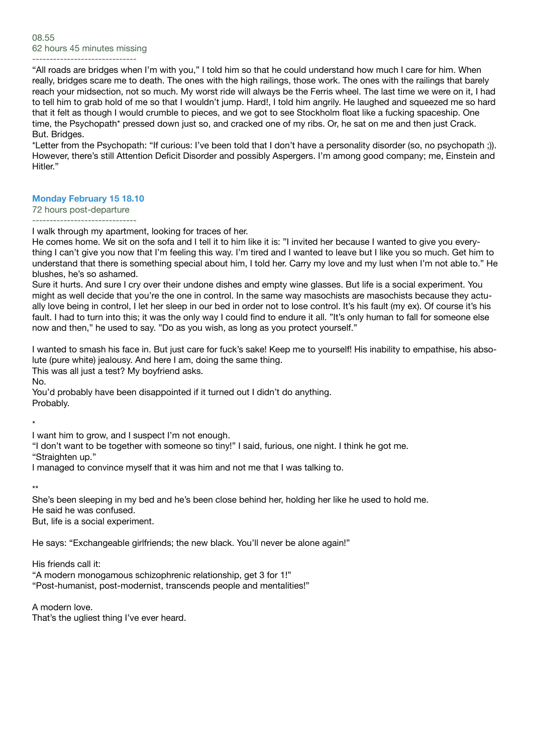08.55
62 hours 45 minutes missing
------------------------------

"All roads are bridges when I'm with you," I told him so that he could understand how much I care for him. When really, bridges scare me to death. The ones with the high railings, those work. The ones with the railings that barely reach your midsection, not so much. My worst ride will always be the Ferris wheel. The last time we were on it, I had to tell him to grab hold of me so that I wouldn't jump. Hard!, I told him angrily. He laughed and squeezed me so hard that it felt as though I would crumble to pieces, and we got to see Stockholm float like a fucking spaceship. One time, the Psychopath* pressed down just so, and cracked one of my ribs. Or, he sat on me and then just Crack.
But. Bridges.

*Letter from the Psychopath: "If curious: I've been told that I don't have a personality disorder (so, no psychopath ;)). However, there's still Attention Deficit Disorder and possibly Aspergers. I'm among good company; me, Einstein and Hitler."

**Monday February 15 18.10**

72 hours post-departure
------------------------------

I walk through my apartment, looking for traces of her.
He comes home. We sit on the sofa and I tell it to him like it is: "I invited her because I wanted to give you everything I can't give you now that I'm feeling this way. I'm tired and I wanted to leave but I like you so much. Get him to understand that there is something special about him, I told her. Carry my love and my lust when I'm not able to." He blushes, he's so ashamed.
Sure it hurts. And sure I cry over their undone dishes and empty wine glasses. But life is a social experiment. You might as well decide that you're the one in control. In the same way masochists are masochists because they actually love being in control, I let her sleep in our bed in order not to lose control. It's his fault (my ex). Of course it's his fault. I had to turn into this; it was the only way I could find to endure it all. "It's only human to fall for someone else now and then," he used to say. "Do as you wish, as long as you protect yourself."

I wanted to smash his face in. But just care for fuck's sake! Keep me to yourself! His inability to empathise, his absolute (pure white) jealousy. And here I am, doing the same thing.
This was all just a test? My boyfriend asks.
No.
You'd probably have been disappointed if it turned out I didn't do anything.
Probably.

*

I want him to grow, and I suspect I'm not enough.
"I don't want to be together with someone so tiny!" I said, furious, one night. I think he got me.
"Straighten up."
I managed to convince myself that it was him and not me that I was talking to.

**

She's been sleeping in my bed and he's been close behind her, holding her like he used to hold me.
He said he was confused.
But, life is a social experiment.

He says: "Exchangeable girlfriends; the new black. You'll never be alone again!"

His friends call it:
"A modern monogamous schizophrenic relationship, get 3 for 1!"
"Post-humanist, post-modernist, transcends people and mentalities!"

A modern love.
That's the ugliest thing I've ever heard.